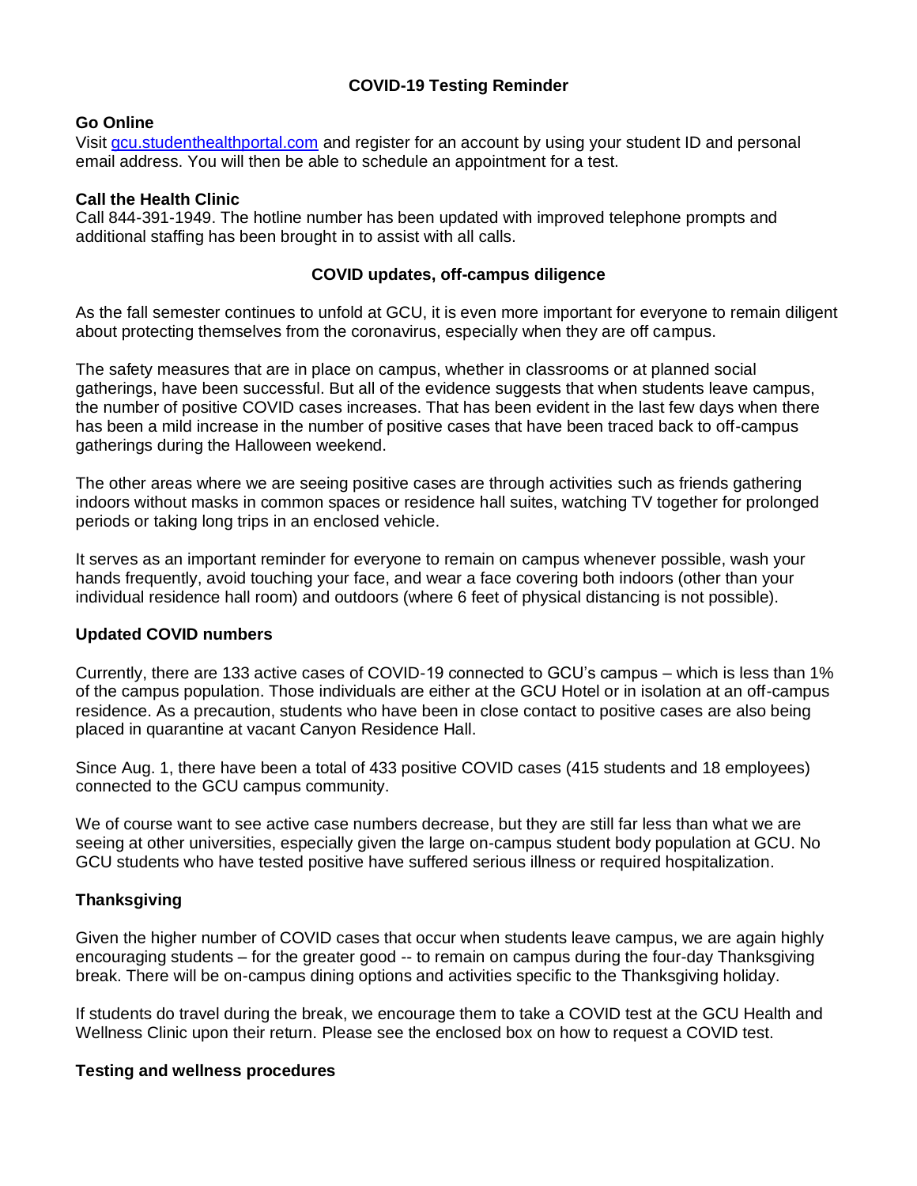## COVID-19 Testing Reminder

**Go Online**

Visit [gcu.studenthealthportal.com](gcu.studenthealthportal.com) and register for an account by using your student ID and personal email address. You will then be able to schedule an appointment for a test.

**Call the Health Clinic**

Call 844-391-1949. The hotline number has been updated with improved telephone prompts and additional staffing has been brought in to assist with all calls.

## COVID updates, off-campus diligence

As the fall semester continues to unfold at GCU, it is even more important for everyone to remain diligent about protecting themselves from the coronavirus, especially when they are off campus.

The safety measures that are in place on campus, whether in classrooms or at planned social gatherings, have been successful. But all of the evidence suggests that when students leave campus, the number of positive COVID cases increases. That has been evident in the last few days when there has been a mild increase in the number of positive cases that have been traced back to off-campus gatherings during the Halloween weekend.

The other areas where we are seeing positive cases are through activities such as friends gathering indoors without masks in common spaces or residence hall suites, watching TV together for prolonged periods or taking long trips in an enclosed vehicle.

It serves as an important reminder for everyone to remain on campus whenever possible, wash your hands frequently, avoid touching your face, and wear a face covering both indoors (other than your individual residence hall room) and outdoors (where 6 feet of physical distancing is not possible).

### Updated COVID numbers

Currently, there are 133 active cases of COVID-19 connected to GCU's campus – which is less than 1% of the campus population. Those individuals are either at the GCU Hotel or in isolation at an off-campus residence. As a precaution, students who have been in close contact to positive cases are also being placed in quarantine at vacant Canyon Residence Hall.

Since Aug. 1, there have been a total of 433 positive COVID cases (415 students and 18 employees) connected to the GCU campus community.

We of course want to see active case numbers decrease, but they are still far less than what we are seeing at other universities, especially given the large on-campus student body population at GCU. No GCU students who have tested positive have suffered serious illness or required hospitalization.

### Thanksgiving

Given the higher number of COVID cases that occur when students leave campus, we are again highly encouraging students – for the greater good -- to remain on campus during the four-day Thanksgiving break. There will be on-campus dining options and activities specific to the Thanksgiving holiday.

If students do travel during the break, we encourage them to take a COVID test at the GCU Health and Wellness Clinic upon their return. Please see the enclosed box on how to request a COVID test.

### Testing and wellness procedures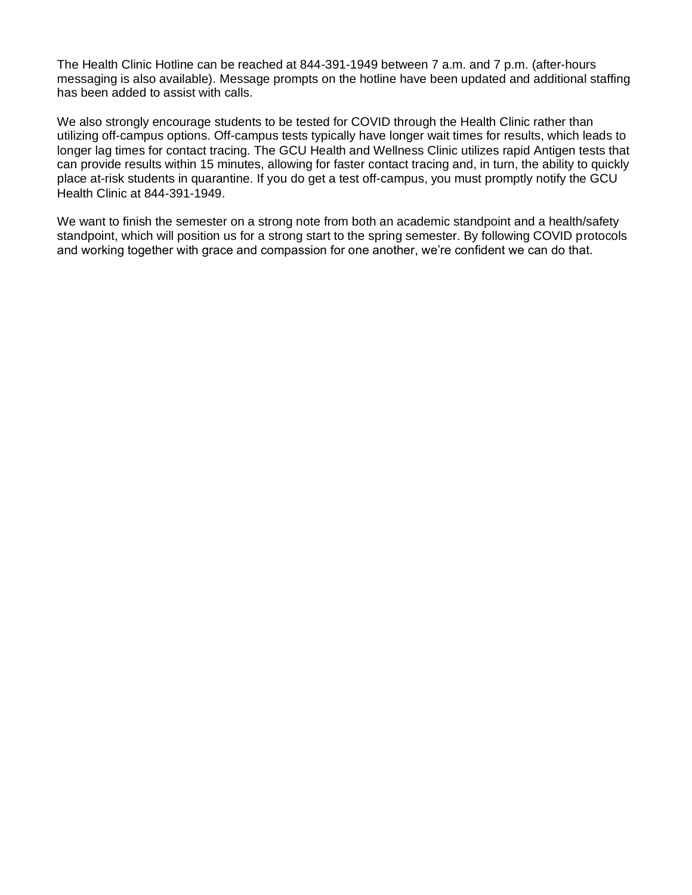The Health Clinic Hotline can be reached at 844-391-1949 between 7 a.m. and 7 p.m. (after-hours messaging is also available). Message prompts on the hotline have been updated and additional staffing has been added to assist with calls.

We also strongly encourage students to be tested for COVID through the Health Clinic rather than utilizing off-campus options. Off-campus tests typically have longer wait times for results, which leads to longer lag times for contact tracing. The GCU Health and Wellness Clinic utilizes rapid Antigen tests that can provide results within 15 minutes, allowing for faster contact tracing and, in turn, the ability to quickly place at-risk students in quarantine. If you do get a test off-campus, you must promptly notify the GCU Health Clinic at 844-391-1949.

We want to finish the semester on a strong note from both an academic standpoint and a health/safety standpoint, which will position us for a strong start to the spring semester. By following COVID protocols and working together with grace and compassion for one another, we're confident we can do that.